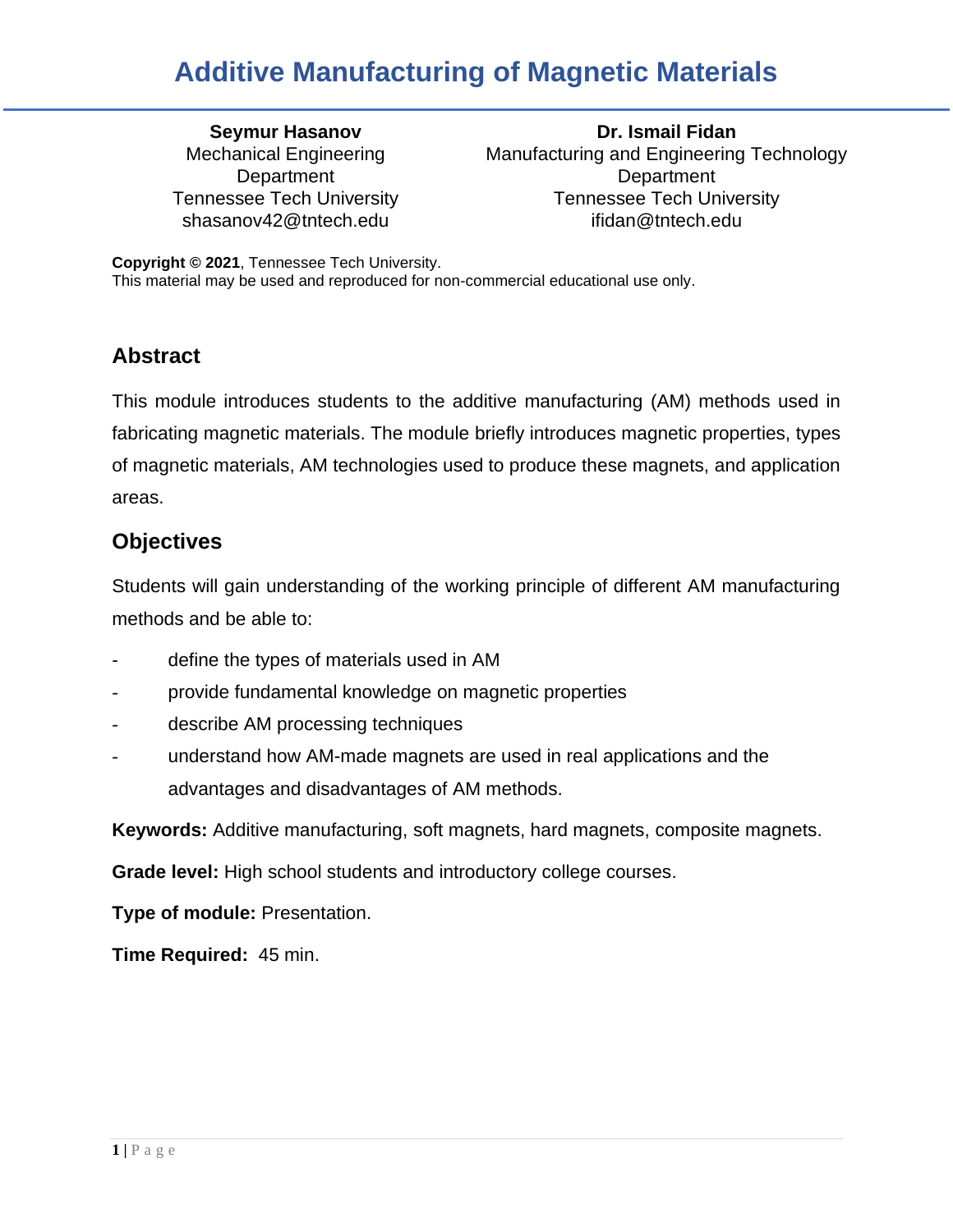# Additive Manufacturing of Magnetic Materials

**Seymur Hasanov**
Mechanical Engineering Department
Tennessee Tech University
shasanov42@tntech.edu

**Dr. Ismail Fidan**
Manufacturing and Engineering Technology Department
Tennessee Tech University
ifidan@tntech.edu

**Copyright © 2021**, Tennessee Tech University.
This material may be used and reproduced for non-commercial educational use only.

## Abstract

This module introduces students to the additive manufacturing (AM) methods used in fabricating magnetic materials. The module briefly introduces magnetic properties, types of magnetic materials, AM technologies used to produce these magnets, and application areas.

## Objectives

Students will gain understanding of the working principle of different AM manufacturing methods and be able to:

- define the types of materials used in AM
- provide fundamental knowledge on magnetic properties
- describe AM processing techniques
- understand how AM-made magnets are used in real applications and the advantages and disadvantages of AM methods.

**Keywords:** Additive manufacturing, soft magnets, hard magnets, composite magnets.

**Grade level:** High school students and introductory college courses.

**Type of module:** Presentation.

**Time Required:** 45 min.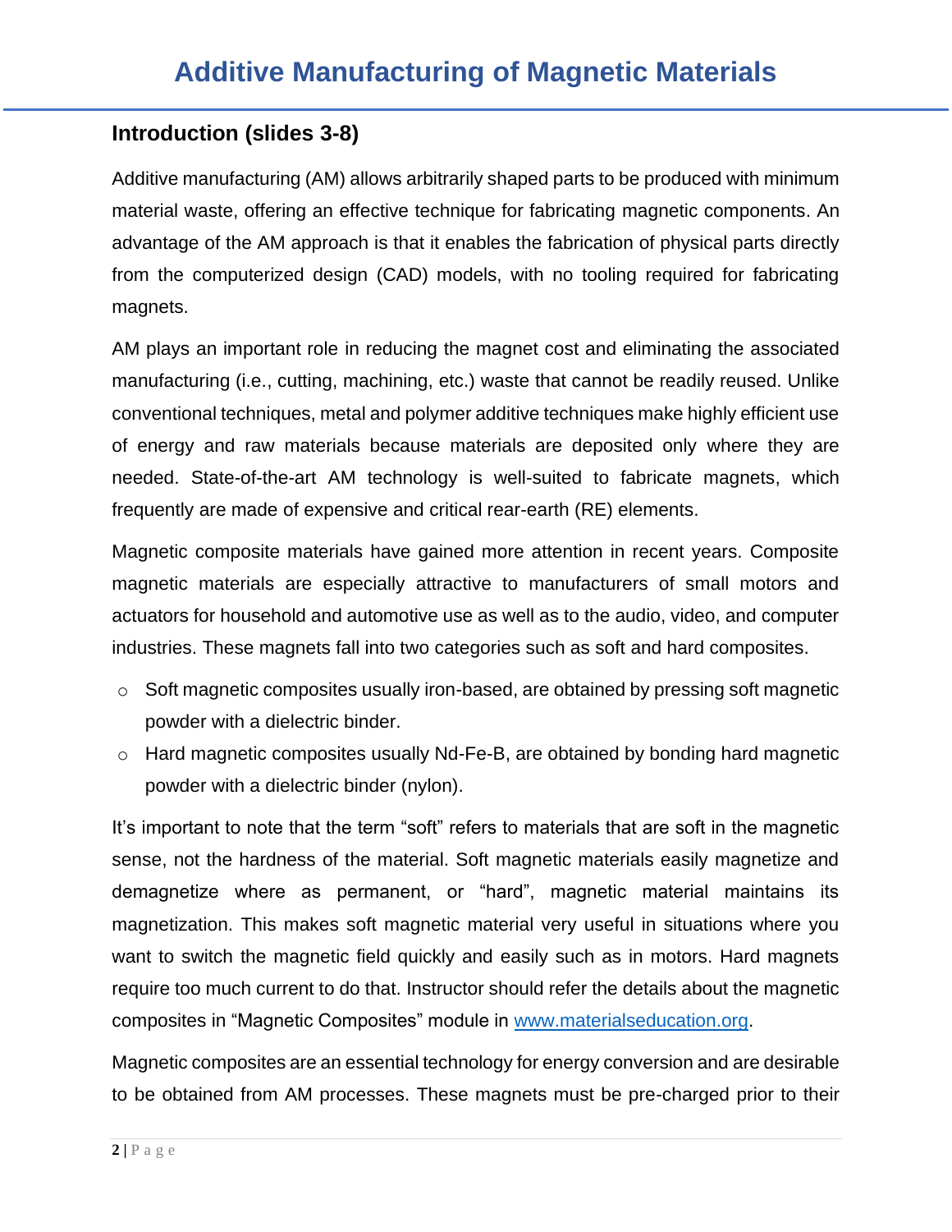# Additive Manufacturing of Magnetic Materials

## Introduction (slides 3-8)

Additive manufacturing (AM) allows arbitrarily shaped parts to be produced with minimum material waste, offering an effective technique for fabricating magnetic components. An advantage of the AM approach is that it enables the fabrication of physical parts directly from the computerized design (CAD) models, with no tooling required for fabricating magnets.

AM plays an important role in reducing the magnet cost and eliminating the associated manufacturing (i.e., cutting, machining, etc.) waste that cannot be readily reused. Unlike conventional techniques, metal and polymer additive techniques make highly efficient use of energy and raw materials because materials are deposited only where they are needed. State-of-the-art AM technology is well-suited to fabricate magnets, which frequently are made of expensive and critical rear-earth (RE) elements.

Magnetic composite materials have gained more attention in recent years. Composite magnetic materials are especially attractive to manufacturers of small motors and actuators for household and automotive use as well as to the audio, video, and computer industries. These magnets fall into two categories such as soft and hard composites.

- Soft magnetic composites usually iron-based, are obtained by pressing soft magnetic powder with a dielectric binder.
- Hard magnetic composites usually Nd-Fe-B, are obtained by bonding hard magnetic powder with a dielectric binder (nylon).

It's important to note that the term "soft" refers to materials that are soft in the magnetic sense, not the hardness of the material. Soft magnetic materials easily magnetize and demagnetize where as permanent, or "hard", magnetic material maintains its magnetization. This makes soft magnetic material very useful in situations where you want to switch the magnetic field quickly and easily such as in motors. Hard magnets require too much current to do that. Instructor should refer the details about the magnetic composites in "Magnetic Composites" module in [www.materialseducation.org](http://www.materialseducation.org).

Magnetic composites are an essential technology for energy conversion and are desirable to be obtained from AM processes. These magnets must be pre-charged prior to their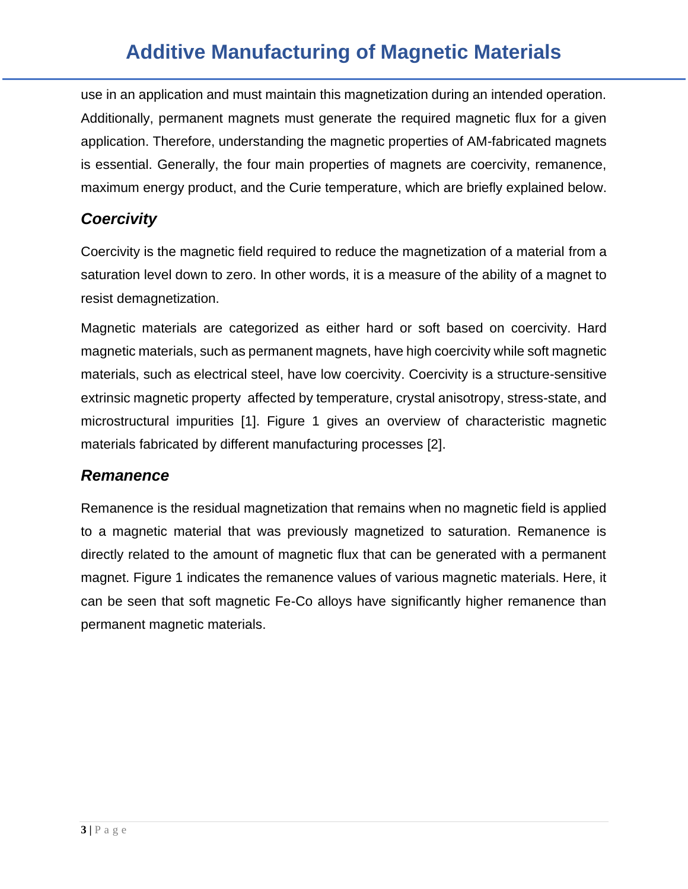use in an application and must maintain this magnetization during an intended operation. Additionally, permanent magnets must generate the required magnetic flux for a given application. Therefore, understanding the magnetic properties of AM-fabricated magnets is essential. Generally, the four main properties of magnets are coercivity, remanence, maximum energy product, and the Curie temperature, which are briefly explained below.

### *Coercivity*

Coercivity is the magnetic field required to reduce the magnetization of a material from a saturation level down to zero. In other words, it is a measure of the ability of a magnet to resist demagnetization.

Magnetic materials are categorized as either hard or soft based on coercivity. Hard magnetic materials, such as permanent magnets, have high coercivity while soft magnetic materials, such as electrical steel, have low coercivity. Coercivity is a structure-sensitive extrinsic magnetic property affected by temperature, crystal anisotropy, stress-state, and microstructural impurities [1]. Figure 1 gives an overview of characteristic magnetic materials fabricated by different manufacturing processes [2].

### *Remanence*

Remanence is the residual magnetization that remains when no magnetic field is applied to a magnetic material that was previously magnetized to saturation. Remanence is directly related to the amount of magnetic flux that can be generated with a permanent magnet. Figure 1 indicates the remanence values of various magnetic materials. Here, it can be seen that soft magnetic Fe-Co alloys have significantly higher remanence than permanent magnetic materials.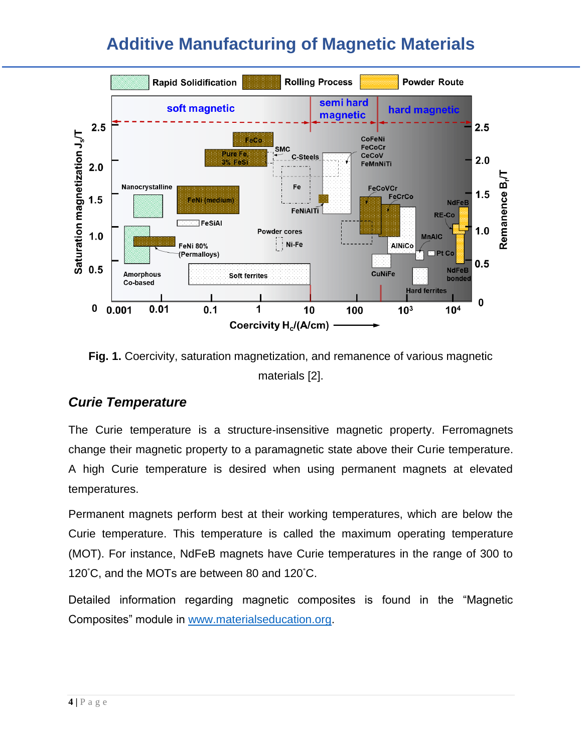## Additive Manufacturing of Magnetic Materials

**Fig. 1.** Coercivity, saturation magnetization, and remanence of various magnetic materials [2].

### *Curie Temperature*

The Curie temperature is a structure-insensitive magnetic property. Ferromagnets change their magnetic property to a paramagnetic state above their Curie temperature. A high Curie temperature is desired when using permanent magnets at elevated temperatures.

Permanent magnets perform best at their working temperatures, which are below the Curie temperature. This temperature is called the maximum operating temperature (MOT). For instance, NdFeB magnets have Curie temperatures in the range of 300 to 120˚C, and the MOTs are between 80 and 120˚C.

Detailed information regarding magnetic composites is found in the "Magnetic Composites" module in [www.materialseducation.org](www.materialseducation.org).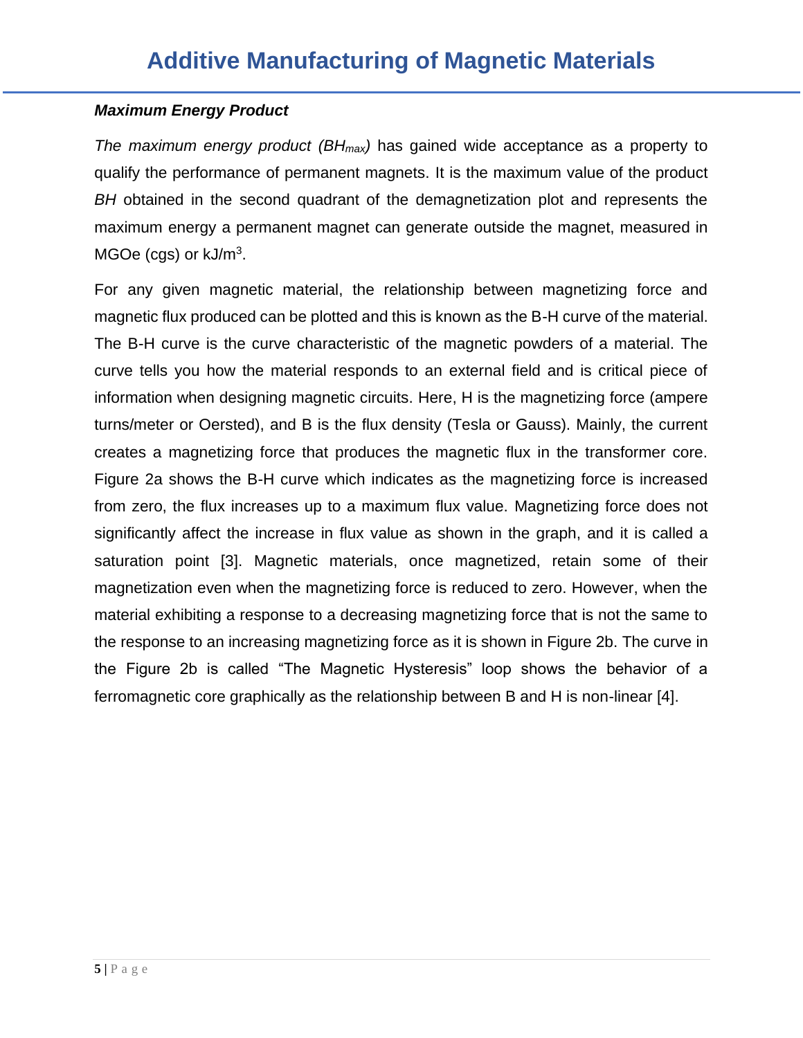### *Maximum Energy Product*

*The maximum energy product ($BH_{max}$)* has gained wide acceptance as a property to qualify the performance of permanent magnets. It is the maximum value of the product *BH* obtained in the second quadrant of the demagnetization plot and represents the maximum energy a permanent magnet can generate outside the magnet, measured in MGOe (cgs) or kJ/$m^3$.

For any given magnetic material, the relationship between magnetizing force and magnetic flux produced can be plotted and this is known as the B-H curve of the material. The B-H curve is the curve characteristic of the magnetic powders of a material. The curve tells you how the material responds to an external field and is critical piece of information when designing magnetic circuits. Here, H is the magnetizing force (ampere turns/meter or Oersted), and B is the flux density (Tesla or Gauss). Mainly, the current creates a magnetizing force that produces the magnetic flux in the transformer core. Figure 2a shows the B-H curve which indicates as the magnetizing force is increased from zero, the flux increases up to a maximum flux value. Magnetizing force does not significantly affect the increase in flux value as shown in the graph, and it is called a saturation point [3]. Magnetic materials, once magnetized, retain some of their magnetization even when the magnetizing force is reduced to zero. However, when the material exhibiting a response to a decreasing magnetizing force that is not the same to the response to an increasing magnetizing force as it is shown in Figure 2b. The curve in the Figure 2b is called "The Magnetic Hysteresis" loop shows the behavior of a ferromagnetic core graphically as the relationship between B and H is non-linear [4].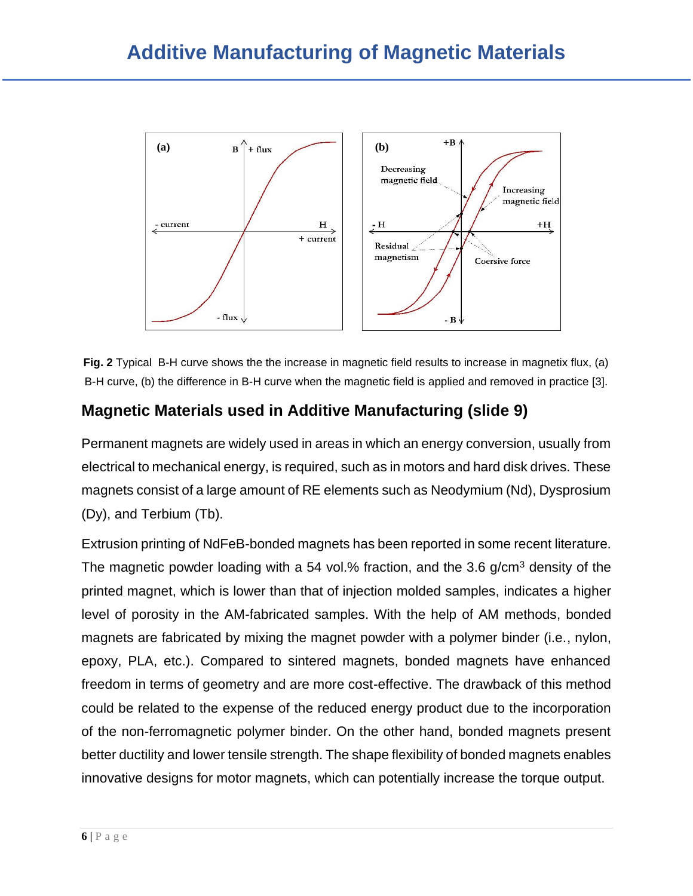**Fig. 2** Typical B-H curve shows the the increase in magnetic field results to increase in magnetix flux, (a) B-H curve, (b) the difference in B-H curve when the magnetic field is applied and removed in practice [3].

## Magnetic Materials used in Additive Manufacturing (slide 9)

Permanent magnets are widely used in areas in which an energy conversion, usually from electrical to mechanical energy, is required, such as in motors and hard disk drives. These magnets consist of a large amount of RE elements such as Neodymium (Nd), Dysprosium (Dy), and Terbium (Tb).

Extrusion printing of NdFeB-bonded magnets has been reported in some recent literature. The magnetic powder loading with a 54 vol.% fraction, and the 3.6 g/cm$^3$ density of the printed magnet, which is lower than that of injection molded samples, indicates a higher level of porosity in the AM-fabricated samples. With the help of AM methods, bonded magnets are fabricated by mixing the magnet powder with a polymer binder (i.e., nylon, epoxy, PLA, etc.). Compared to sintered magnets, bonded magnets have enhanced freedom in terms of geometry and are more cost-effective. The drawback of this method could be related to the expense of the reduced energy product due to the incorporation of the non-ferromagnetic polymer binder. On the other hand, bonded magnets present better ductility and lower tensile strength. The shape flexibility of bonded magnets enables innovative designs for motor magnets, which can potentially increase the torque output.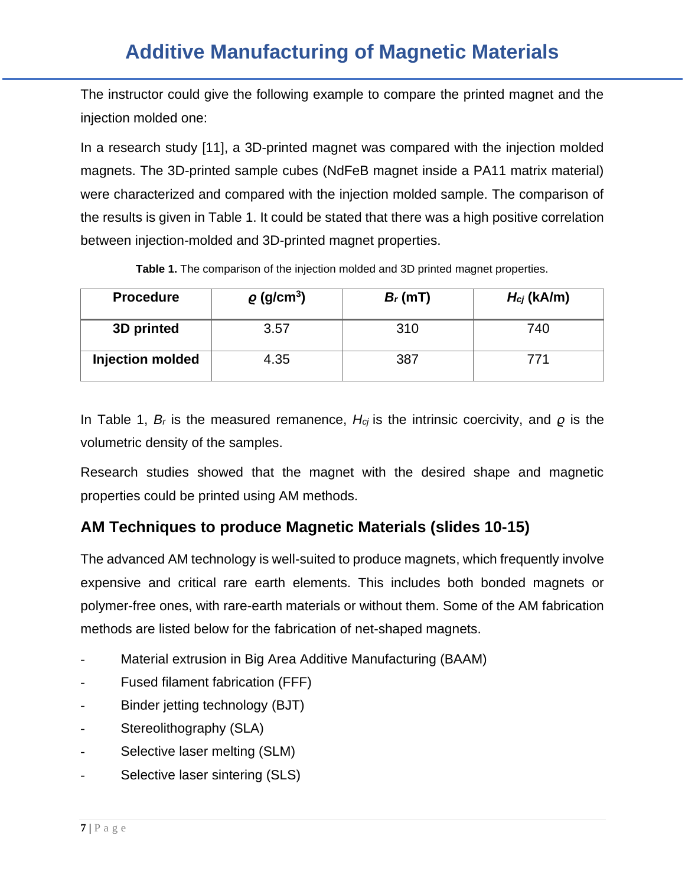The instructor could give the following example to compare the printed magnet and the injection molded one:

In a research study [11], a 3D-printed magnet was compared with the injection molded magnets. The 3D-printed sample cubes (NdFeB magnet inside a PA11 matrix material) were characterized and compared with the injection molded sample. The comparison of the results is given in Table 1. It could be stated that there was a high positive correlation between injection-molded and 3D-printed magnet properties.

**Table 1.** The comparison of the injection molded and 3D printed magnet properties.

| Procedure | $\varrho$ (g/cm$^3$) | $B_r$ (mT) | $H_{cj}$ (kA/m) |
|---|---|---|---|
| **3D printed** | 3.57 | 310 | 740 |
| **Injection molded** | 4.35 | 387 | 771 |

In Table 1, $B_r$ is the measured remanence, $H_{cj}$ is the intrinsic coercivity, and $\varrho$ is the volumetric density of the samples.

Research studies showed that the magnet with the desired shape and magnetic properties could be printed using AM methods.

## AM Techniques to produce Magnetic Materials (slides 10-15)

The advanced AM technology is well-suited to produce magnets, which frequently involve expensive and critical rare earth elements. This includes both bonded magnets or polymer-free ones, with rare-earth materials or without them. Some of the AM fabrication methods are listed below for the fabrication of net-shaped magnets.

- Material extrusion in Big Area Additive Manufacturing (BAAM)
- Fused filament fabrication (FFF)
- Binder jetting technology (BJT)
- Stereolithography (SLA)
- Selective laser melting (SLM)
- Selective laser sintering (SLS)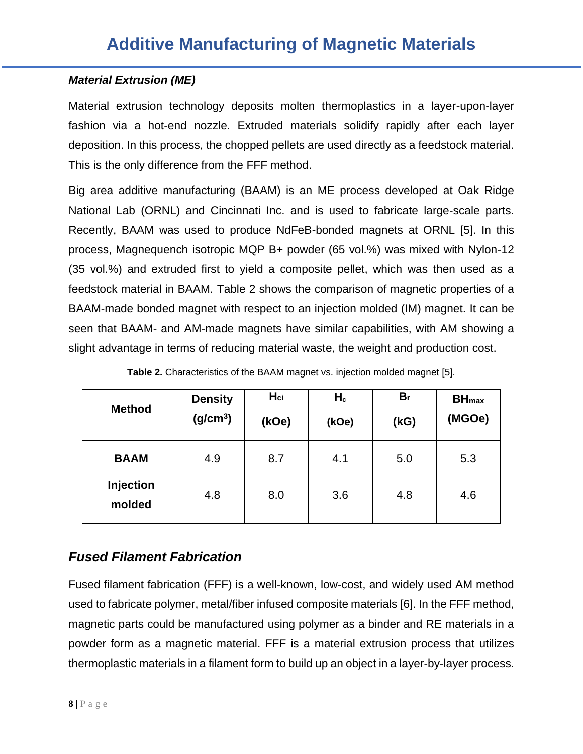### *Material Extrusion (ME)*

Material extrusion technology deposits molten thermoplastics in a layer-upon-layer fashion via a hot-end nozzle. Extruded materials solidify rapidly after each layer deposition. In this process, the chopped pellets are used directly as a feedstock material. This is the only difference from the FFF method.

Big area additive manufacturing (BAAM) is an ME process developed at Oak Ridge National Lab (ORNL) and Cincinnati Inc. and is used to fabricate large-scale parts. Recently, BAAM was used to produce NdFeB-bonded magnets at ORNL [5]. In this process, Magnequench isotropic MQP B+ powder (65 vol.%) was mixed with Nylon-12 (35 vol.%) and extruded first to yield a composite pellet, which was then used as a feedstock material in BAAM. Table 2 shows the comparison of magnetic properties of a BAAM-made bonded magnet with respect to an injection molded (IM) magnet. It can be seen that BAAM- and AM-made magnets have similar capabilities, with AM showing a slight advantage in terms of reducing material waste, the weight and production cost.

**Table 2.** Characteristics of the BAAM magnet vs. injection molded magnet [5].

| Method | Density ($g/cm^3$) | $H_{ci}$ (kOe) | $H_c$ (kOe) | $B_r$ (kG) | $BH_{max}$ (MGOe) |
|---|---|---|---|---|---|
| **BAAM** | 4.9 | 8.7 | 4.1 | 5.0 | 5.3 |
| **Injection molded** | 4.8 | 8.0 | 3.6 | 4.8 | 4.6 |

## *Fused Filament Fabrication*

Fused filament fabrication (FFF) is a well-known, low-cost, and widely used AM method used to fabricate polymer, metal/fiber infused composite materials [6]. In the FFF method, magnetic parts could be manufactured using polymer as a binder and RE materials in a powder form as a magnetic material. FFF is a material extrusion process that utilizes thermoplastic materials in a filament form to build up an object in a layer-by-layer process.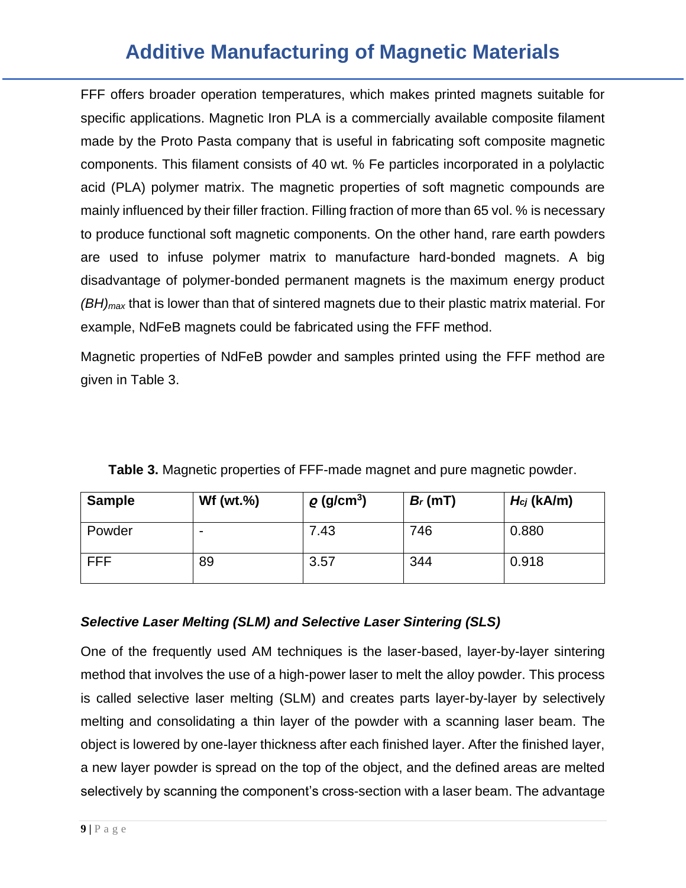FFF offers broader operation temperatures, which makes printed magnets suitable for specific applications. Magnetic Iron PLA is a commercially available composite filament made by the Proto Pasta company that is useful in fabricating soft composite magnetic components. This filament consists of 40 wt. % Fe particles incorporated in a polylactic acid (PLA) polymer matrix. The magnetic properties of soft magnetic compounds are mainly influenced by their filler fraction. Filling fraction of more than 65 vol. % is necessary to produce functional soft magnetic components. On the other hand, rare earth powders are used to infuse polymer matrix to manufacture hard-bonded magnets. A big disadvantage of polymer-bonded permanent magnets is the maximum energy product $(BH)_{max}$ that is lower than that of sintered magnets due to their plastic matrix material. For example, NdFeB magnets could be fabricated using the FFF method.

Magnetic properties of NdFeB powder and samples printed using the FFF method are given in Table 3.

**Table 3.** Magnetic properties of FFF-made magnet and pure magnetic powder.

| **Sample** | **Wf (wt.%)** | **$\varrho$ (g/cm$^3$)** | **$B_r$ (mT)** | **$H_{cj}$ (kA/m)** |
|---|---|---|---|---|
| Powder | - | 7.43 | 746 | 0.880 |
| FFF | 89 | 3.57 | 344 | 0.918 |

### *Selective Laser Melting (SLM) and Selective Laser Sintering (SLS)*

One of the frequently used AM techniques is the laser-based, layer-by-layer sintering method that involves the use of a high-power laser to melt the alloy powder. This process is called selective laser melting (SLM) and creates parts layer-by-layer by selectively melting and consolidating a thin layer of the powder with a scanning laser beam. The object is lowered by one-layer thickness after each finished layer. After the finished layer, a new layer powder is spread on the top of the object, and the defined areas are melted selectively by scanning the component's cross-section with a laser beam. The advantage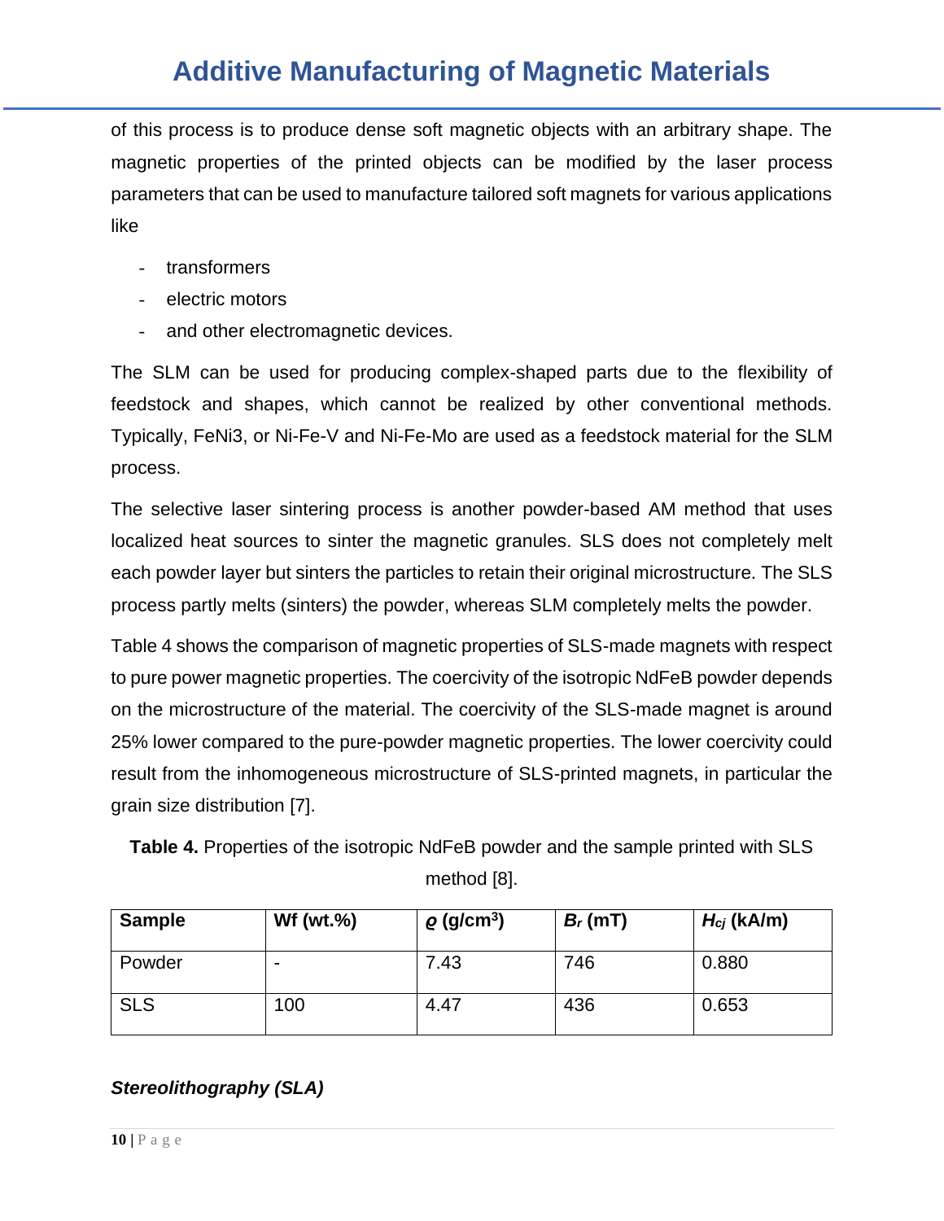of this process is to produce dense soft magnetic objects with an arbitrary shape. The magnetic properties of the printed objects can be modified by the laser process parameters that can be used to manufacture tailored soft magnets for various applications like

- transformers
- electric motors
- and other electromagnetic devices.

The SLM can be used for producing complex-shaped parts due to the flexibility of feedstock and shapes, which cannot be realized by other conventional methods. Typically, FeNi3, or Ni-Fe-V and Ni-Fe-Mo are used as a feedstock material for the SLM process.

The selective laser sintering process is another powder-based AM method that uses localized heat sources to sinter the magnetic granules. SLS does not completely melt each powder layer but sinters the particles to retain their original microstructure. The SLS process partly melts (sinters) the powder, whereas SLM completely melts the powder.

Table 4 shows the comparison of magnetic properties of SLS-made magnets with respect to pure power magnetic properties. The coercivity of the isotropic NdFeB powder depends on the microstructure of the material. The coercivity of the SLS-made magnet is around 25% lower compared to the pure-powder magnetic properties. The lower coercivity could result from the inhomogeneous microstructure of SLS-printed magnets, in particular the grain size distribution [7].

**Table 4.** Properties of the isotropic NdFeB powder and the sample printed with SLS method [8].

| **Sample** | **Wf (wt.%)** | **$\varrho$ (g/cm$^3$)** | **$B_r$ (mT)** | **$H_{cj}$ (kA/m)** |
|---|---|---|---|---|
| Powder | - | 7.43 | 746 | 0.880 |
| SLS | 100 | 4.47 | 436 | 0.653 |

### *Stereolithography (SLA)*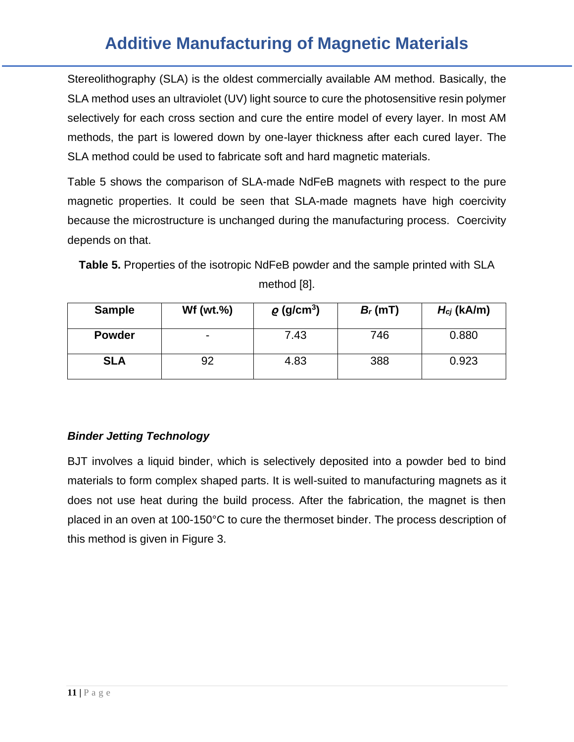Stereolithography (SLA) is the oldest commercially available AM method. Basically, the SLA method uses an ultraviolet (UV) light source to cure the photosensitive resin polymer selectively for each cross section and cure the entire model of every layer. In most AM methods, the part is lowered down by one-layer thickness after each cured layer. The SLA method could be used to fabricate soft and hard magnetic materials.

Table 5 shows the comparison of SLA-made NdFeB magnets with respect to the pure magnetic properties. It could be seen that SLA-made magnets have high coercivity because the microstructure is unchanged during the manufacturing process. Coercivity depends on that.

**Table 5.** Properties of the isotropic NdFeB powder and the sample printed with SLA method [8].

| Sample | Wf (wt.%) | $\varrho$ (g/cm$^3$) | $B_r$ (mT) | $H_{cj}$ (kA/m) |
|---|---|---|---|---|
| **Powder** | - | 7.43 | 746 | 0.880 |
| **SLA** | 92 | 4.83 | 388 | 0.923 |

### *Binder Jetting Technology*

BJT involves a liquid binder, which is selectively deposited into a powder bed to bind materials to form complex shaped parts. It is well-suited to manufacturing magnets as it does not use heat during the build process. After the fabrication, the magnet is then placed in an oven at 100-150°C to cure the thermoset binder. The process description of this method is given in Figure 3.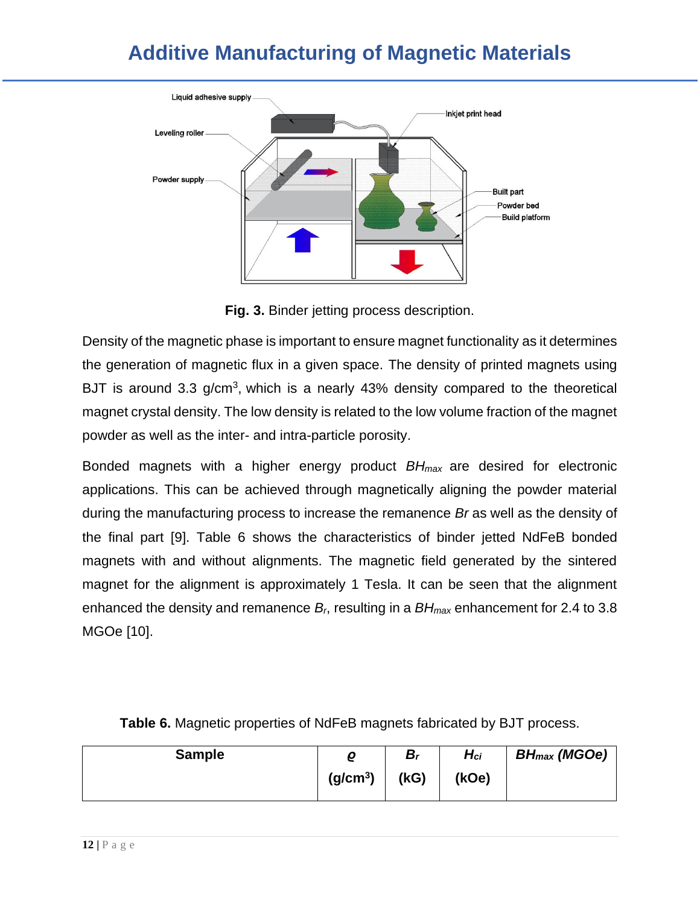# Additive Manufacturing of Magnetic Materials

**Fig. 3.** Binder jetting process description.

Density of the magnetic phase is important to ensure magnet functionality as it determines the generation of magnetic flux in a given space. The density of printed magnets using BJT is around 3.3 g/cm$^3$, which is a nearly 43% density compared to the theoretical magnet crystal density. The low density is related to the low volume fraction of the magnet powder as well as the inter- and intra-particle porosity.

Bonded magnets with a higher energy product $BH_{max}$ are desired for electronic applications. This can be achieved through magnetically aligning the powder material during the manufacturing process to increase the remanence *Br* as well as the density of the final part [9]. Table 6 shows the characteristics of binder jetted NdFeB bonded magnets with and without alignments. The magnetic field generated by the sintered magnet for the alignment is approximately 1 Tesla. It can be seen that the alignment enhanced the density and remanence $B_r$, resulting in a $BH_{max}$ enhancement for 2.4 to 3.8 MGOe [10].

**Table 6.** Magnetic properties of NdFeB magnets fabricated by BJT process.

| Sample | $\varrho$ (g/cm$^3$) | $B_r$ (kG) | $H_{ci}$ (kOe) | $BH_{max}$ (MGOe) |
|---|---|---|---|---|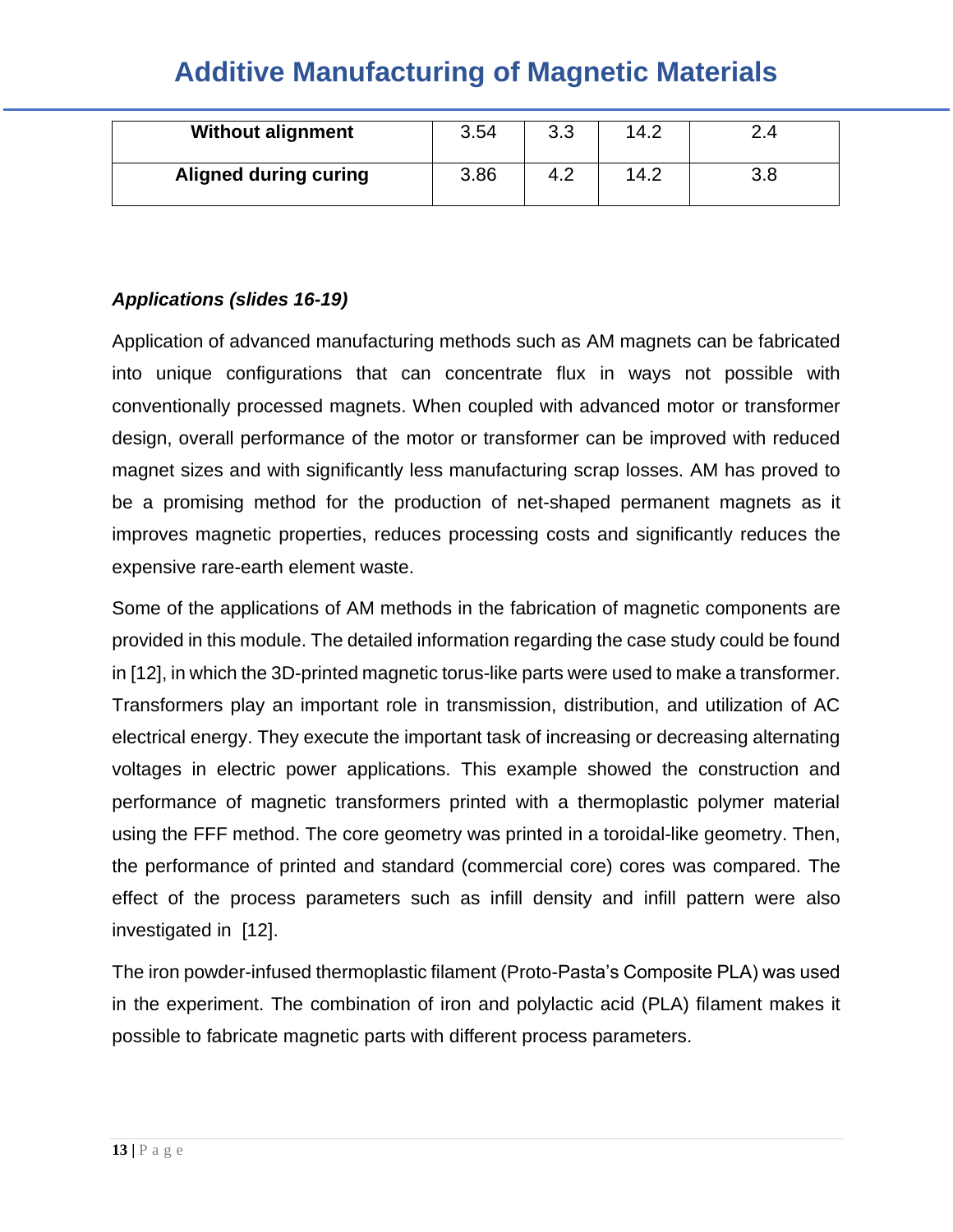| Without alignment | 3.54 | 3.3 | 14.2 | 2.4 |
|---|---|---|---|---|
| Aligned during curing | 3.86 | 4.2 | 14.2 | 3.8 |

***Applications (slides 16-19)***

Application of advanced manufacturing methods such as AM magnets can be fabricated into unique configurations that can concentrate flux in ways not possible with conventionally processed magnets. When coupled with advanced motor or transformer design, overall performance of the motor or transformer can be improved with reduced magnet sizes and with significantly less manufacturing scrap losses. AM has proved to be a promising method for the production of net-shaped permanent magnets as it improves magnetic properties, reduces processing costs and significantly reduces the expensive rare-earth element waste.

Some of the applications of AM methods in the fabrication of magnetic components are provided in this module. The detailed information regarding the case study could be found in [12], in which the 3D-printed magnetic torus-like parts were used to make a transformer. Transformers play an important role in transmission, distribution, and utilization of AC electrical energy. They execute the important task of increasing or decreasing alternating voltages in electric power applications. This example showed the construction and performance of magnetic transformers printed with a thermoplastic polymer material using the FFF method. The core geometry was printed in a toroidal-like geometry. Then, the performance of printed and standard (commercial core) cores was compared. The effect of the process parameters such as infill density and infill pattern were also investigated in [12].

The iron powder-infused thermoplastic filament (Proto-Pasta's Composite PLA) was used in the experiment. The combination of iron and polylactic acid (PLA) filament makes it possible to fabricate magnetic parts with different process parameters.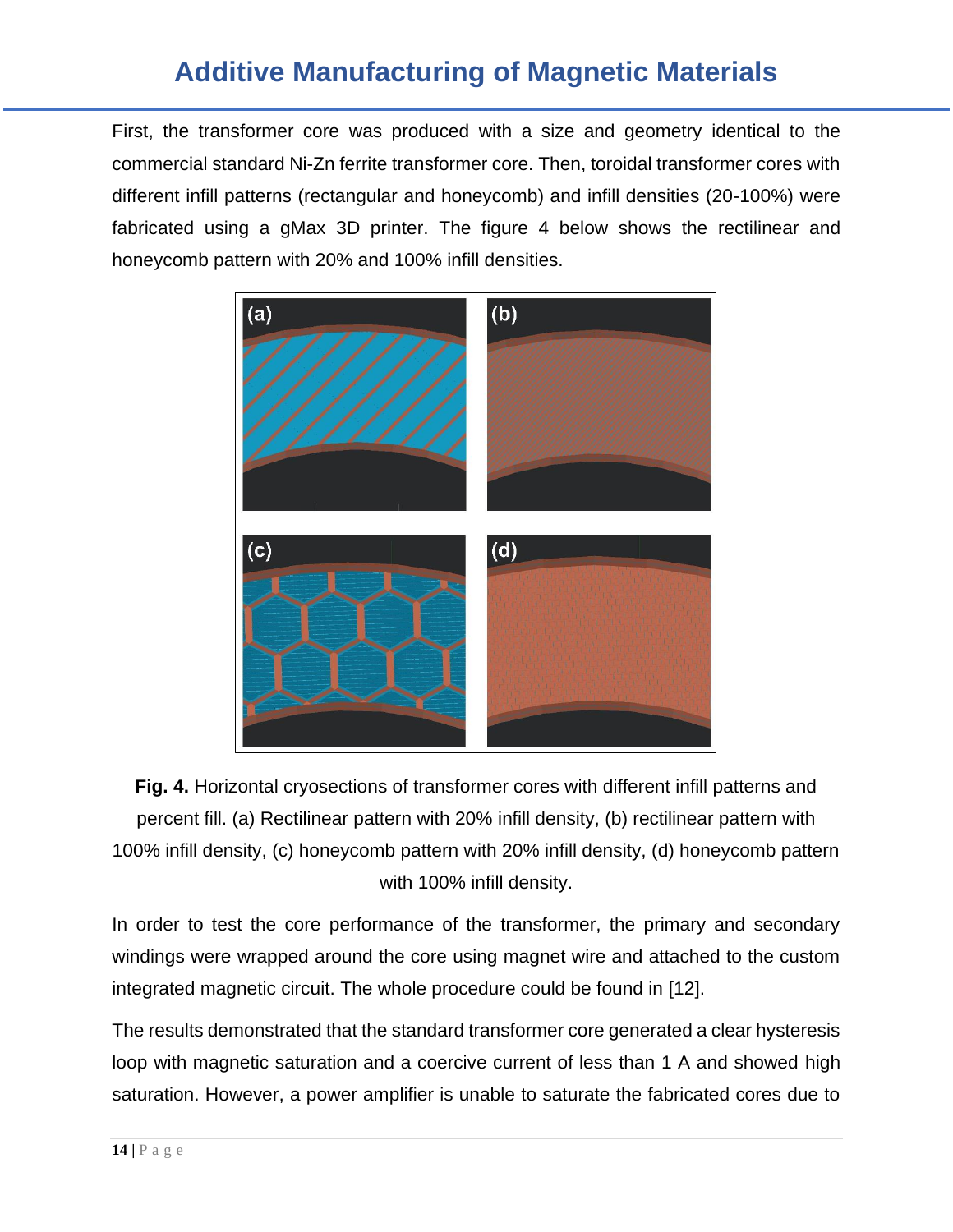First, the transformer core was produced with a size and geometry identical to the commercial standard Ni-Zn ferrite transformer core. Then, toroidal transformer cores with different infill patterns (rectangular and honeycomb) and infill densities (20-100%) were fabricated using a gMax 3D printer. The figure 4 below shows the rectilinear and honeycomb pattern with 20% and 100% infill densities.

**Fig. 4.** Horizontal cryosections of transformer cores with different infill patterns and percent fill. (a) Rectilinear pattern with 20% infill density, (b) rectilinear pattern with 100% infill density, (c) honeycomb pattern with 20% infill density, (d) honeycomb pattern with 100% infill density.

In order to test the core performance of the transformer, the primary and secondary windings were wrapped around the core using magnet wire and attached to the custom integrated magnetic circuit. The whole procedure could be found in [12].

The results demonstrated that the standard transformer core generated a clear hysteresis loop with magnetic saturation and a coercive current of less than 1 A and showed high saturation. However, a power amplifier is unable to saturate the fabricated cores due to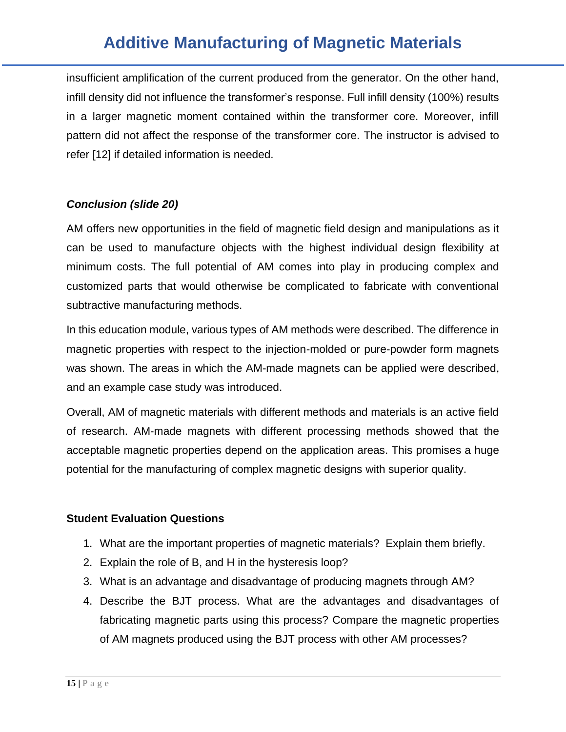insufficient amplification of the current produced from the generator. On the other hand, infill density did not influence the transformer's response. Full infill density (100%) results in a larger magnetic moment contained within the transformer core. Moreover, infill pattern did not affect the response of the transformer core. The instructor is advised to refer [12] if detailed information is needed.

### *Conclusion (slide 20)*

AM offers new opportunities in the field of magnetic field design and manipulations as it can be used to manufacture objects with the highest individual design flexibility at minimum costs. The full potential of AM comes into play in producing complex and customized parts that would otherwise be complicated to fabricate with conventional subtractive manufacturing methods.

In this education module, various types of AM methods were described. The difference in magnetic properties with respect to the injection-molded or pure-powder form magnets was shown. The areas in which the AM-made magnets can be applied were described, and an example case study was introduced.

Overall, AM of magnetic materials with different methods and materials is an active field of research. AM-made magnets with different processing methods showed that the acceptable magnetic properties depend on the application areas. This promises a huge potential for the manufacturing of complex magnetic designs with superior quality.

### Student Evaluation Questions

1. What are the important properties of magnetic materials? Explain them briefly.
2. Explain the role of B, and H in the hysteresis loop?
3. What is an advantage and disadvantage of producing magnets through AM?
4. Describe the BJT process. What are the advantages and disadvantages of fabricating magnetic parts using this process? Compare the magnetic properties of AM magnets produced using the BJT process with other AM processes?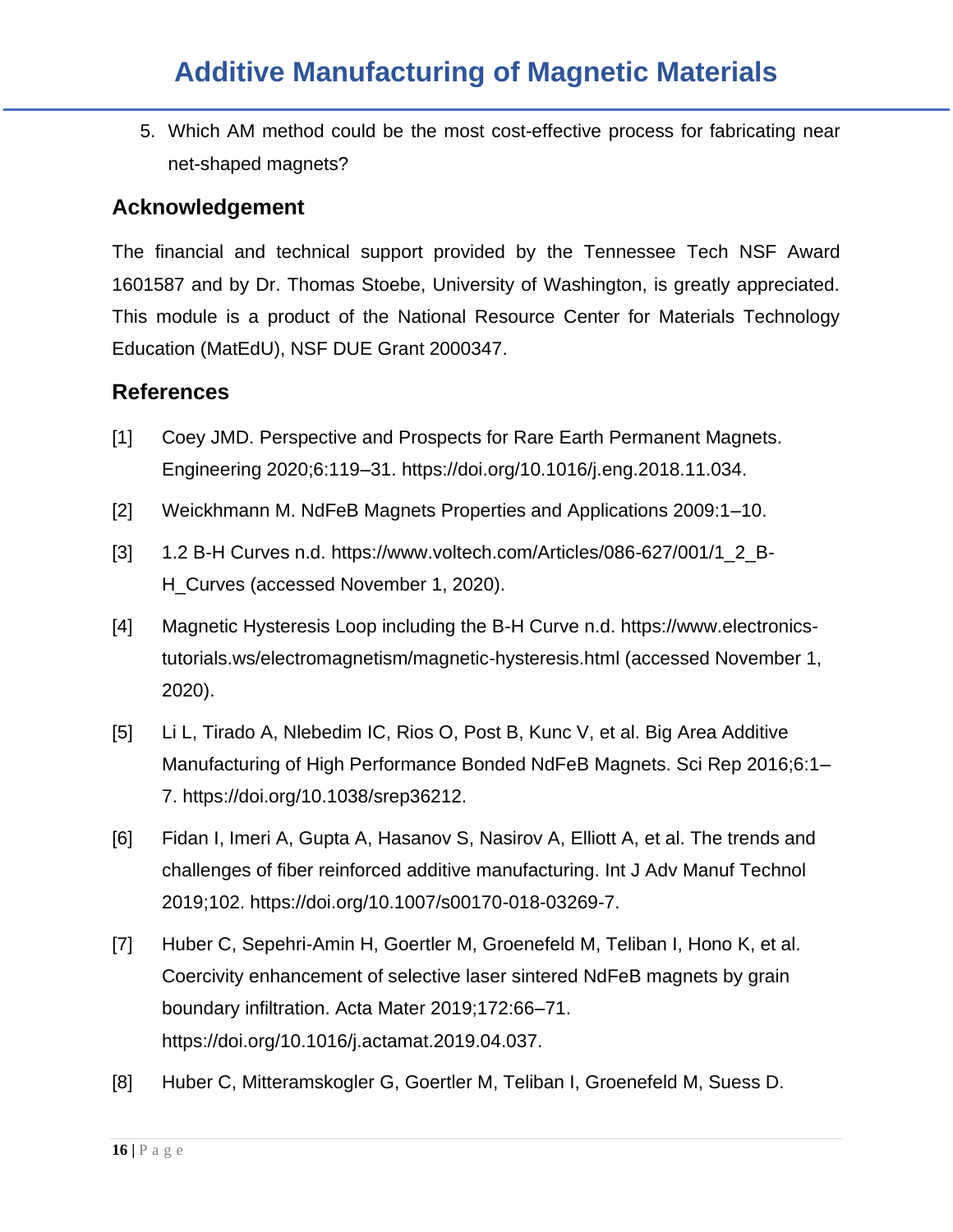5. Which AM method could be the most cost-effective process for fabricating near net-shaped magnets?

## Acknowledgement

The financial and technical support provided by the Tennessee Tech NSF Award 1601587 and by Dr. Thomas Stoebe, University of Washington, is greatly appreciated. This module is a product of the National Resource Center for Materials Technology Education (MatEdU), NSF DUE Grant 2000347.

## References

[1] Coey JMD. Perspective and Prospects for Rare Earth Permanent Magnets. Engineering 2020;6:119–31. https://doi.org/10.1016/j.eng.2018.11.034.

[2] Weickhmann M. NdFeB Magnets Properties and Applications 2009:1–10.

[3] 1.2 B-H Curves n.d. https://www.voltech.com/Articles/086-627/001/1_2_B-H_Curves (accessed November 1, 2020).

[4] Magnetic Hysteresis Loop including the B-H Curve n.d. https://www.electronics-tutorials.ws/electromagnetism/magnetic-hysteresis.html (accessed November 1, 2020).

[5] Li L, Tirado A, Nlebedim IC, Rios O, Post B, Kunc V, et al. Big Area Additive Manufacturing of High Performance Bonded NdFeB Magnets. Sci Rep 2016;6:1–7. https://doi.org/10.1038/srep36212.

[6] Fidan I, Imeri A, Gupta A, Hasanov S, Nasirov A, Elliott A, et al. The trends and challenges of fiber reinforced additive manufacturing. Int J Adv Manuf Technol 2019;102. https://doi.org/10.1007/s00170-018-03269-7.

[7] Huber C, Sepehri-Amin H, Goertler M, Groenefeld M, Teliban I, Hono K, et al. Coercivity enhancement of selective laser sintered NdFeB magnets by grain boundary infiltration. Acta Mater 2019;172:66–71. https://doi.org/10.1016/j.actamat.2019.04.037.

[8] Huber C, Mitteramskogler G, Goertler M, Teliban I, Groenefeld M, Suess D.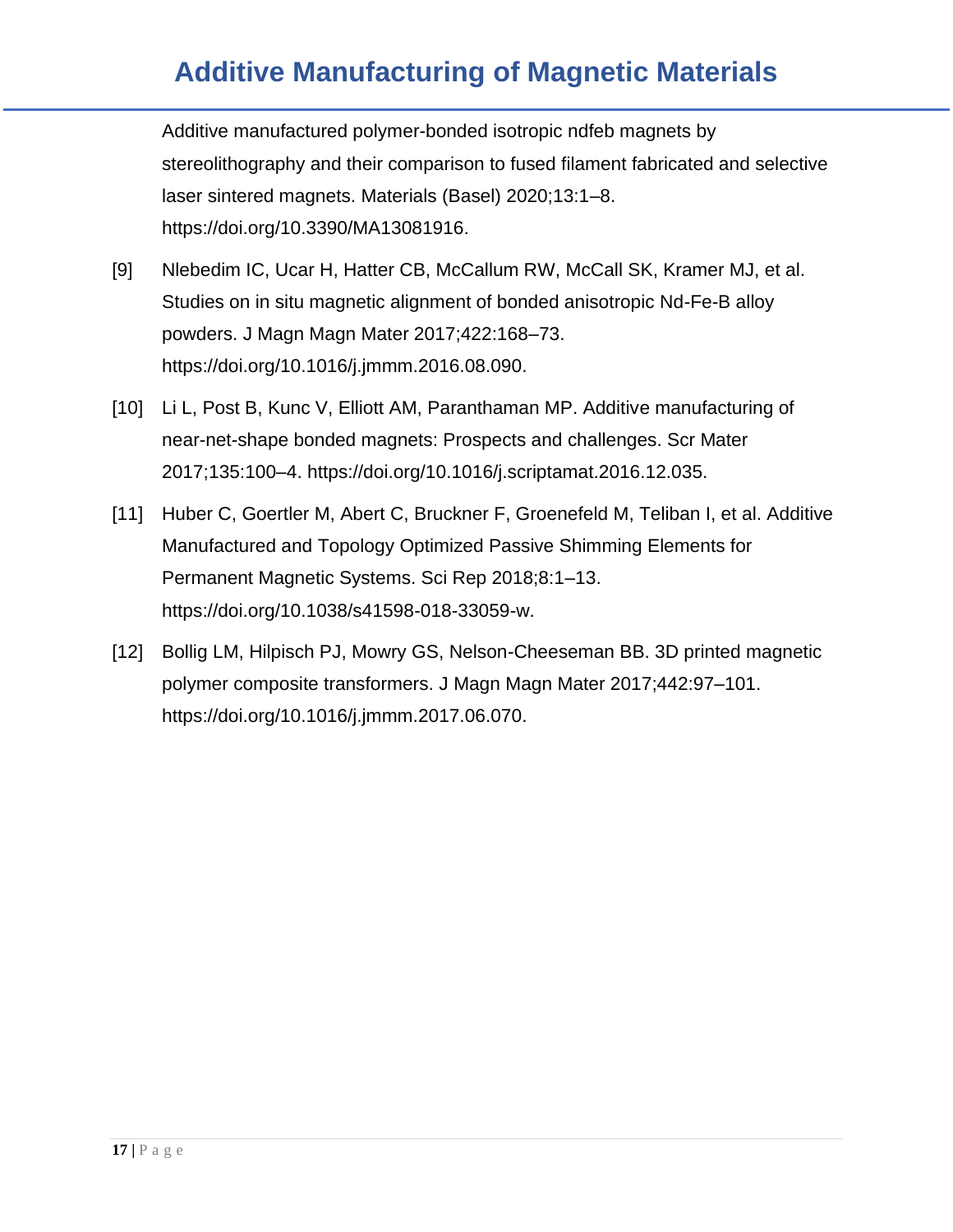Additive manufactured polymer-bonded isotropic ndfeb magnets by stereolithography and their comparison to fused filament fabricated and selective laser sintered magnets. Materials (Basel) 2020;13:1–8. https://doi.org/10.3390/MA13081916.

[9] Nlebedim IC, Ucar H, Hatter CB, McCallum RW, McCall SK, Kramer MJ, et al. Studies on in situ magnetic alignment of bonded anisotropic Nd-Fe-B alloy powders. J Magn Magn Mater 2017;422:168–73. https://doi.org/10.1016/j.jmmm.2016.08.090.

[10] Li L, Post B, Kunc V, Elliott AM, Paranthaman MP. Additive manufacturing of near-net-shape bonded magnets: Prospects and challenges. Scr Mater 2017;135:100–4. https://doi.org/10.1016/j.scriptamat.2016.12.035.

[11] Huber C, Goertler M, Abert C, Bruckner F, Groenefeld M, Teliban I, et al. Additive Manufactured and Topology Optimized Passive Shimming Elements for Permanent Magnetic Systems. Sci Rep 2018;8:1–13. https://doi.org/10.1038/s41598-018-33059-w.

[12] Bollig LM, Hilpisch PJ, Mowry GS, Nelson-Cheeseman BB. 3D printed magnetic polymer composite transformers. J Magn Magn Mater 2017;442:97–101. https://doi.org/10.1016/j.jmmm.2017.06.070.